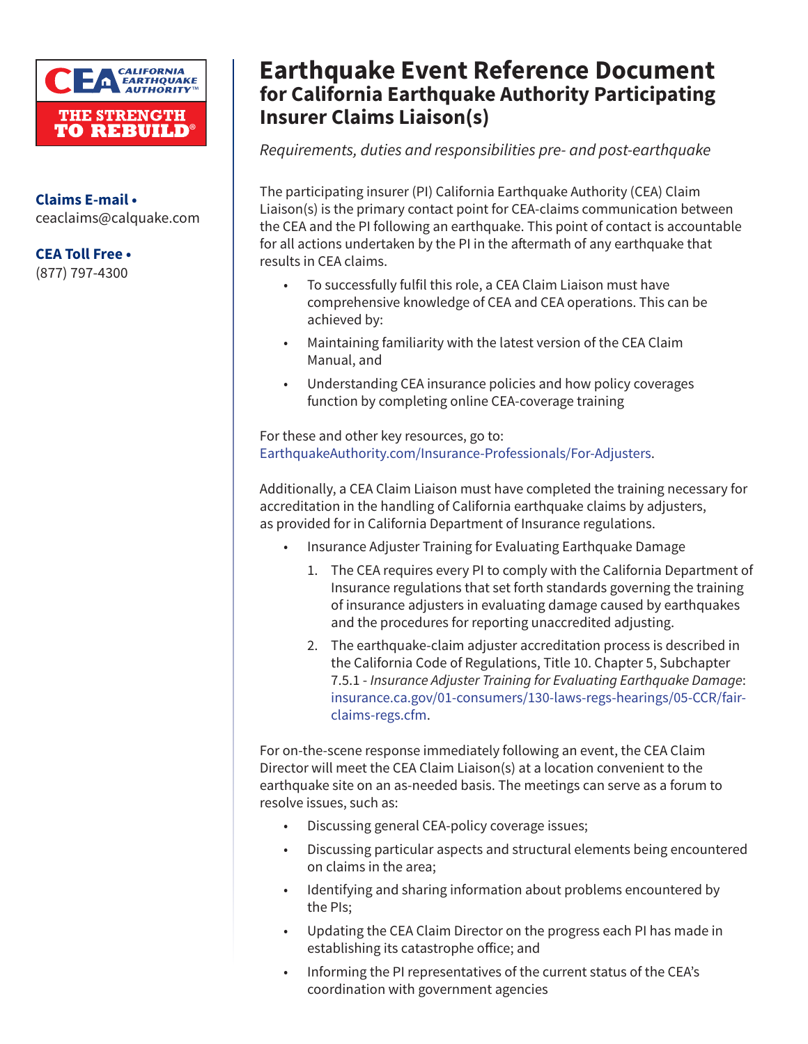CALIFORNIA EARTHQUAKE AUTHORITY™

THE STRENGTH TO REBUILD®

**Claims E-mail •**
ceaclaims@calquake.com

**CEA Toll Free •**
(877) 797-4300

# Earthquake Event Reference Document

## for California Earthquake Authority Participating Insurer Claims Liaison(s)

*Requirements, duties and responsibilities pre- and post-earthquake*

The participating insurer (PI) California Earthquake Authority (CEA) Claim Liaison(s) is the primary contact point for CEA-claims communication between the CEA and the PI following an earthquake. This point of contact is accountable for all actions undertaken by the PI in the aftermath of any earthquake that results in CEA claims.

- To successfully fulfil this role, a CEA Claim Liaison must have comprehensive knowledge of CEA and CEA operations. This can be achieved by:
- Maintaining familiarity with the latest version of the CEA Claim Manual, and
- Understanding CEA insurance policies and how policy coverages function by completing online CEA-coverage training

For these and other key resources, go to:
EarthquakeAuthority.com/Insurance-Professionals/For-Adjusters.

Additionally, a CEA Claim Liaison must have completed the training necessary for accreditation in the handling of California earthquake claims by adjusters, as provided for in California Department of Insurance regulations.

- Insurance Adjuster Training for Evaluating Earthquake Damage
  1. The CEA requires every PI to comply with the California Department of Insurance regulations that set forth standards governing the training of insurance adjusters in evaluating damage caused by earthquakes and the procedures for reporting unaccredited adjusting.
  2. The earthquake-claim adjuster accreditation process is described in the California Code of Regulations, Title 10. Chapter 5, Subchapter 7.5.1 - *Insurance Adjuster Training for Evaluating Earthquake Damage*: insurance.ca.gov/01-consumers/130-laws-regs-hearings/05-CCR/fair-claims-regs.cfm.

For on-the-scene response immediately following an event, the CEA Claim Director will meet the CEA Claim Liaison(s) at a location convenient to the earthquake site on an as-needed basis. The meetings can serve as a forum to resolve issues, such as:

- Discussing general CEA-policy coverage issues;
- Discussing particular aspects and structural elements being encountered on claims in the area;
- Identifying and sharing information about problems encountered by the PIs;
- Updating the CEA Claim Director on the progress each PI has made in establishing its catastrophe office; and
- Informing the PI representatives of the current status of the CEA's coordination with government agencies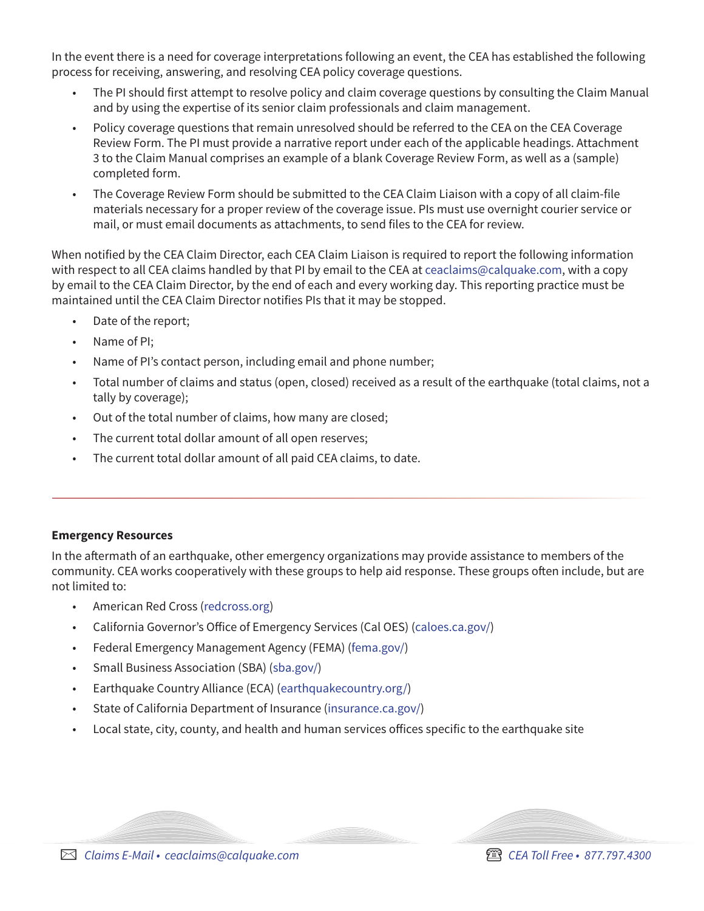In the event there is a need for coverage interpretations following an event, the CEA has established the following process for receiving, answering, and resolving CEA policy coverage questions.

- The PI should first attempt to resolve policy and claim coverage questions by consulting the Claim Manual and by using the expertise of its senior claim professionals and claim management.
- Policy coverage questions that remain unresolved should be referred to the CEA on the CEA Coverage Review Form. The PI must provide a narrative report under each of the applicable headings. Attachment 3 to the Claim Manual comprises an example of a blank Coverage Review Form, as well as a (sample) completed form.
- The Coverage Review Form should be submitted to the CEA Claim Liaison with a copy of all claim-file materials necessary for a proper review of the coverage issue. PIs must use overnight courier service or mail, or must email documents as attachments, to send files to the CEA for review.

When notified by the CEA Claim Director, each CEA Claim Liaison is required to report the following information with respect to all CEA claims handled by that PI by email to the CEA at ceaclaims@calquake.com, with a copy by email to the CEA Claim Director, by the end of each and every working day. This reporting practice must be maintained until the CEA Claim Director notifies PIs that it may be stopped.

- Date of the report;
- Name of PI;
- Name of PI's contact person, including email and phone number;
- Total number of claims and status (open, closed) received as a result of the earthquake (total claims, not a tally by coverage);
- Out of the total number of claims, how many are closed;
- The current total dollar amount of all open reserves;
- The current total dollar amount of all paid CEA claims, to date.

---

**Emergency Resources**

In the aftermath of an earthquake, other emergency organizations may provide assistance to members of the community. CEA works cooperatively with these groups to help aid response. These groups often include, but are not limited to:

- American Red Cross (redcross.org)
- California Governor's Office of Emergency Services (Cal OES) (caloes.ca.gov/)
- Federal Emergency Management Agency (FEMA) (fema.gov/)
- Small Business Association (SBA) (sba.gov/)
- Earthquake Country Alliance (ECA) (earthquakecountry.org/)
- State of California Department of Insurance (insurance.ca.gov/)
- Local state, city, county, and health and human services offices specific to the earthquake site